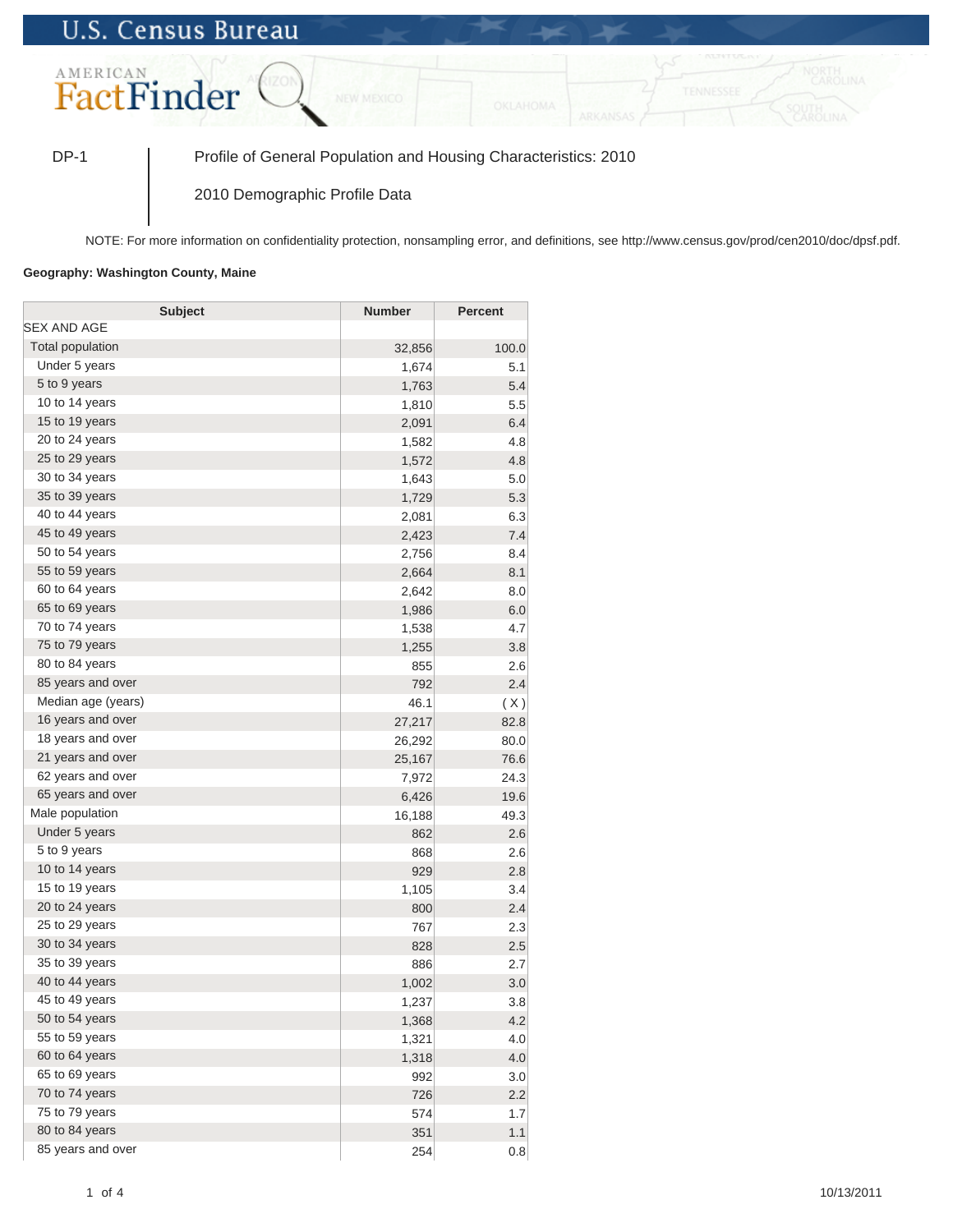U.S. Census Bureau

AMERICAN FactFinder

DP-1 | Profile of General Population and Housing Characteristics: 2010

2010 Demographic Profile Data

NOTE: For more information on confidentiality protection, nonsampling error, and definitions, see http://www.census.gov/prod/cen2010/doc/dpsf.pdf.

**Geography: Washington County, Maine**

| Subject | Number | Percent |
|---|---|---|
| SEX AND AGE | | |
| Total population | 32,856 | 100.0 |
| Under 5 years | 1,674 | 5.1 |
| 5 to 9 years | 1,763 | 5.4 |
| 10 to 14 years | 1,810 | 5.5 |
| 15 to 19 years | 2,091 | 6.4 |
| 20 to 24 years | 1,582 | 4.8 |
| 25 to 29 years | 1,572 | 4.8 |
| 30 to 34 years | 1,643 | 5.0 |
| 35 to 39 years | 1,729 | 5.3 |
| 40 to 44 years | 2,081 | 6.3 |
| 45 to 49 years | 2,423 | 7.4 |
| 50 to 54 years | 2,756 | 8.4 |
| 55 to 59 years | 2,664 | 8.1 |
| 60 to 64 years | 2,642 | 8.0 |
| 65 to 69 years | 1,986 | 6.0 |
| 70 to 74 years | 1,538 | 4.7 |
| 75 to 79 years | 1,255 | 3.8 |
| 80 to 84 years | 855 | 2.6 |
| 85 years and over | 792 | 2.4 |
| Median age (years) | 46.1 | ( X ) |
| 16 years and over | 27,217 | 82.8 |
| 18 years and over | 26,292 | 80.0 |
| 21 years and over | 25,167 | 76.6 |
| 62 years and over | 7,972 | 24.3 |
| 65 years and over | 6,426 | 19.6 |
| Male population | 16,188 | 49.3 |
| Under 5 years | 862 | 2.6 |
| 5 to 9 years | 868 | 2.6 |
| 10 to 14 years | 929 | 2.8 |
| 15 to 19 years | 1,105 | 3.4 |
| 20 to 24 years | 800 | 2.4 |
| 25 to 29 years | 767 | 2.3 |
| 30 to 34 years | 828 | 2.5 |
| 35 to 39 years | 886 | 2.7 |
| 40 to 44 years | 1,002 | 3.0 |
| 45 to 49 years | 1,237 | 3.8 |
| 50 to 54 years | 1,368 | 4.2 |
| 55 to 59 years | 1,321 | 4.0 |
| 60 to 64 years | 1,318 | 4.0 |
| 65 to 69 years | 992 | 3.0 |
| 70 to 74 years | 726 | 2.2 |
| 75 to 79 years | 574 | 1.7 |
| 80 to 84 years | 351 | 1.1 |
| 85 years and over | 254 | 0.8 |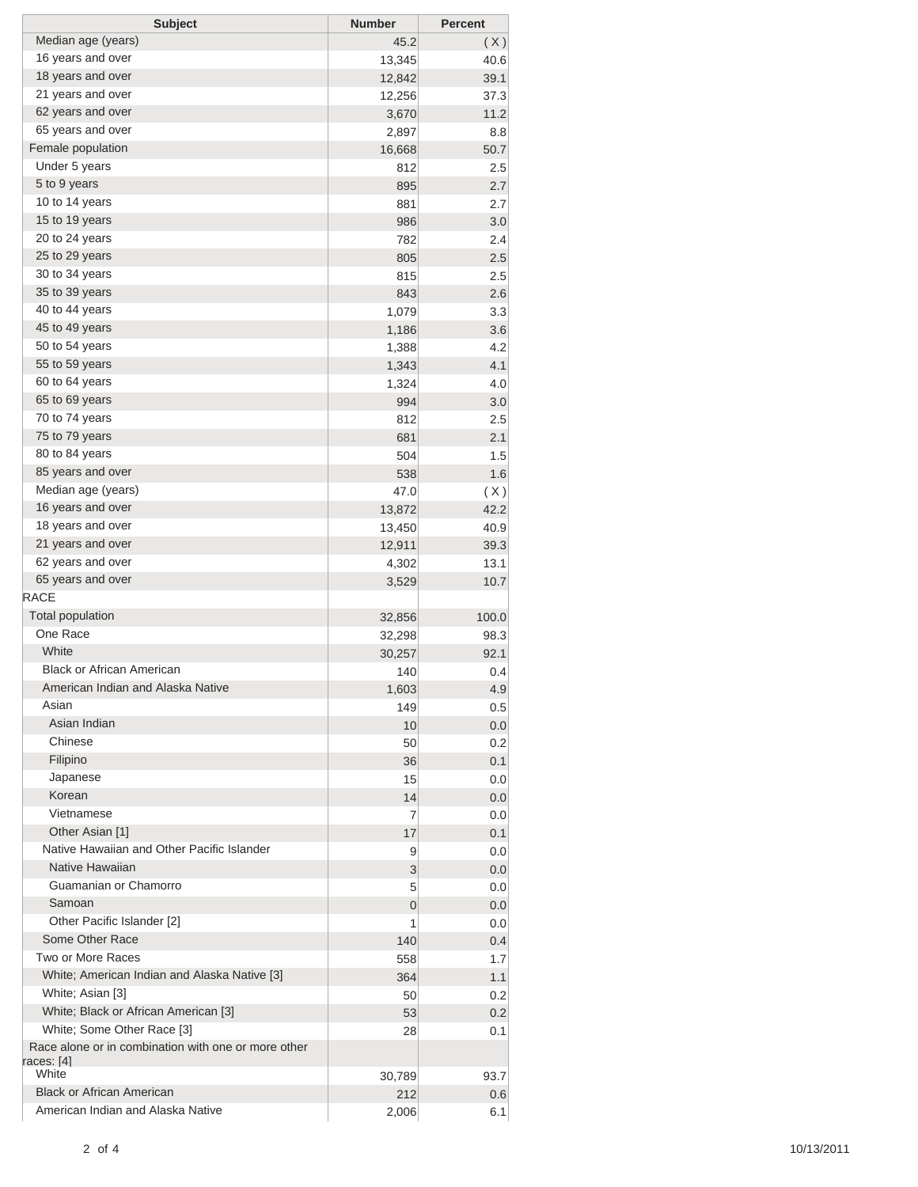| Subject | Number | Percent |
| --- | --- | --- |
| Median age (years) | 45.2 | ( X ) |
| 16 years and over | 13,345 | 40.6 |
| 18 years and over | 12,842 | 39.1 |
| 21 years and over | 12,256 | 37.3 |
| 62 years and over | 3,670 | 11.2 |
| 65 years and over | 2,897 | 8.8 |
| Female population | 16,668 | 50.7 |
| Under 5 years | 812 | 2.5 |
| 5 to 9 years | 895 | 2.7 |
| 10 to 14 years | 881 | 2.7 |
| 15 to 19 years | 986 | 3.0 |
| 20 to 24 years | 782 | 2.4 |
| 25 to 29 years | 805 | 2.5 |
| 30 to 34 years | 815 | 2.5 |
| 35 to 39 years | 843 | 2.6 |
| 40 to 44 years | 1,079 | 3.3 |
| 45 to 49 years | 1,186 | 3.6 |
| 50 to 54 years | 1,388 | 4.2 |
| 55 to 59 years | 1,343 | 4.1 |
| 60 to 64 years | 1,324 | 4.0 |
| 65 to 69 years | 994 | 3.0 |
| 70 to 74 years | 812 | 2.5 |
| 75 to 79 years | 681 | 2.1 |
| 80 to 84 years | 504 | 1.5 |
| 85 years and over | 538 | 1.6 |
| Median age (years) | 47.0 | ( X ) |
| 16 years and over | 13,872 | 42.2 |
| 18 years and over | 13,450 | 40.9 |
| 21 years and over | 12,911 | 39.3 |
| 62 years and over | 4,302 | 13.1 |
| 65 years and over | 3,529 | 10.7 |
| RACE | | |
| Total population | 32,856 | 100.0 |
| One Race | 32,298 | 98.3 |
| White | 30,257 | 92.1 |
| Black or African American | 140 | 0.4 |
| American Indian and Alaska Native | 1,603 | 4.9 |
| Asian | 149 | 0.5 |
| Asian Indian | 10 | 0.0 |
| Chinese | 50 | 0.2 |
| Filipino | 36 | 0.1 |
| Japanese | 15 | 0.0 |
| Korean | 14 | 0.0 |
| Vietnamese | 7 | 0.0 |
| Other Asian [1] | 17 | 0.1 |
| Native Hawaiian and Other Pacific Islander | 9 | 0.0 |
| Native Hawaiian | 3 | 0.0 |
| Guamanian or Chamorro | 5 | 0.0 |
| Samoan | 0 | 0.0 |
| Other Pacific Islander [2] | 1 | 0.0 |
| Some Other Race | 140 | 0.4 |
| Two or More Races | 558 | 1.7 |
| White; American Indian and Alaska Native [3] | 364 | 1.1 |
| White; Asian [3] | 50 | 0.2 |
| White; Black or African American [3] | 53 | 0.2 |
| White; Some Other Race [3] | 28 | 0.1 |
| Race alone or in combination with one or more other races: [4] | | |
| White | 30,789 | 93.7 |
| Black or African American | 212 | 0.6 |
| American Indian and Alaska Native | 2,006 | 6.1 |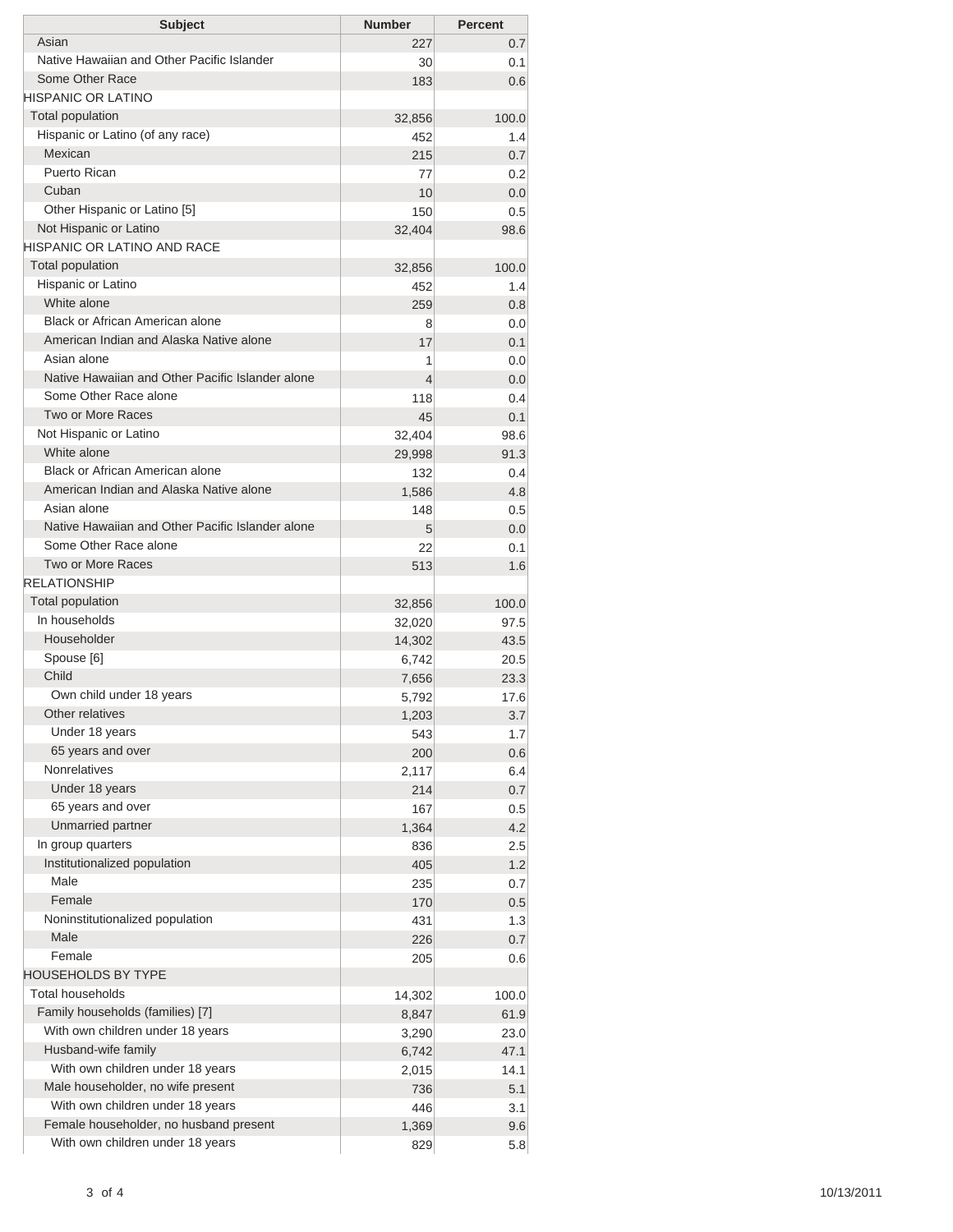| Subject | Number | Percent |
| --- | --- | --- |
| Asian | 227 | 0.7 |
| Native Hawaiian and Other Pacific Islander | 30 | 0.1 |
| Some Other Race | 183 | 0.6 |
| HISPANIC OR LATINO | | |
| Total population | 32,856 | 100.0 |
| Hispanic or Latino (of any race) | 452 | 1.4 |
| Mexican | 215 | 0.7 |
| Puerto Rican | 77 | 0.2 |
| Cuban | 10 | 0.0 |
| Other Hispanic or Latino [5] | 150 | 0.5 |
| Not Hispanic or Latino | 32,404 | 98.6 |
| HISPANIC OR LATINO AND RACE | | |
| Total population | 32,856 | 100.0 |
| Hispanic or Latino | 452 | 1.4 |
| White alone | 259 | 0.8 |
| Black or African American alone | 8 | 0.0 |
| American Indian and Alaska Native alone | 17 | 0.1 |
| Asian alone | 1 | 0.0 |
| Native Hawaiian and Other Pacific Islander alone | 4 | 0.0 |
| Some Other Race alone | 118 | 0.4 |
| Two or More Races | 45 | 0.1 |
| Not Hispanic or Latino | 32,404 | 98.6 |
| White alone | 29,998 | 91.3 |
| Black or African American alone | 132 | 0.4 |
| American Indian and Alaska Native alone | 1,586 | 4.8 |
| Asian alone | 148 | 0.5 |
| Native Hawaiian and Other Pacific Islander alone | 5 | 0.0 |
| Some Other Race alone | 22 | 0.1 |
| Two or More Races | 513 | 1.6 |
| RELATIONSHIP | | |
| Total population | 32,856 | 100.0 |
| In households | 32,020 | 97.5 |
| Householder | 14,302 | 43.5 |
| Spouse [6] | 6,742 | 20.5 |
| Child | 7,656 | 23.3 |
| Own child under 18 years | 5,792 | 17.6 |
| Other relatives | 1,203 | 3.7 |
| Under 18 years | 543 | 1.7 |
| 65 years and over | 200 | 0.6 |
| Nonrelatives | 2,117 | 6.4 |
| Under 18 years | 214 | 0.7 |
| 65 years and over | 167 | 0.5 |
| Unmarried partner | 1,364 | 4.2 |
| In group quarters | 836 | 2.5 |
| Institutionalized population | 405 | 1.2 |
| Male | 235 | 0.7 |
| Female | 170 | 0.5 |
| Noninstitutionalized population | 431 | 1.3 |
| Male | 226 | 0.7 |
| Female | 205 | 0.6 |
| HOUSEHOLDS BY TYPE | | |
| Total households | 14,302 | 100.0 |
| Family households (families) [7] | 8,847 | 61.9 |
| With own children under 18 years | 3,290 | 23.0 |
| Husband-wife family | 6,742 | 47.1 |
| With own children under 18 years | 2,015 | 14.1 |
| Male householder, no wife present | 736 | 5.1 |
| With own children under 18 years | 446 | 3.1 |
| Female householder, no husband present | 1,369 | 9.6 |
| With own children under 18 years | 829 | 5.8 |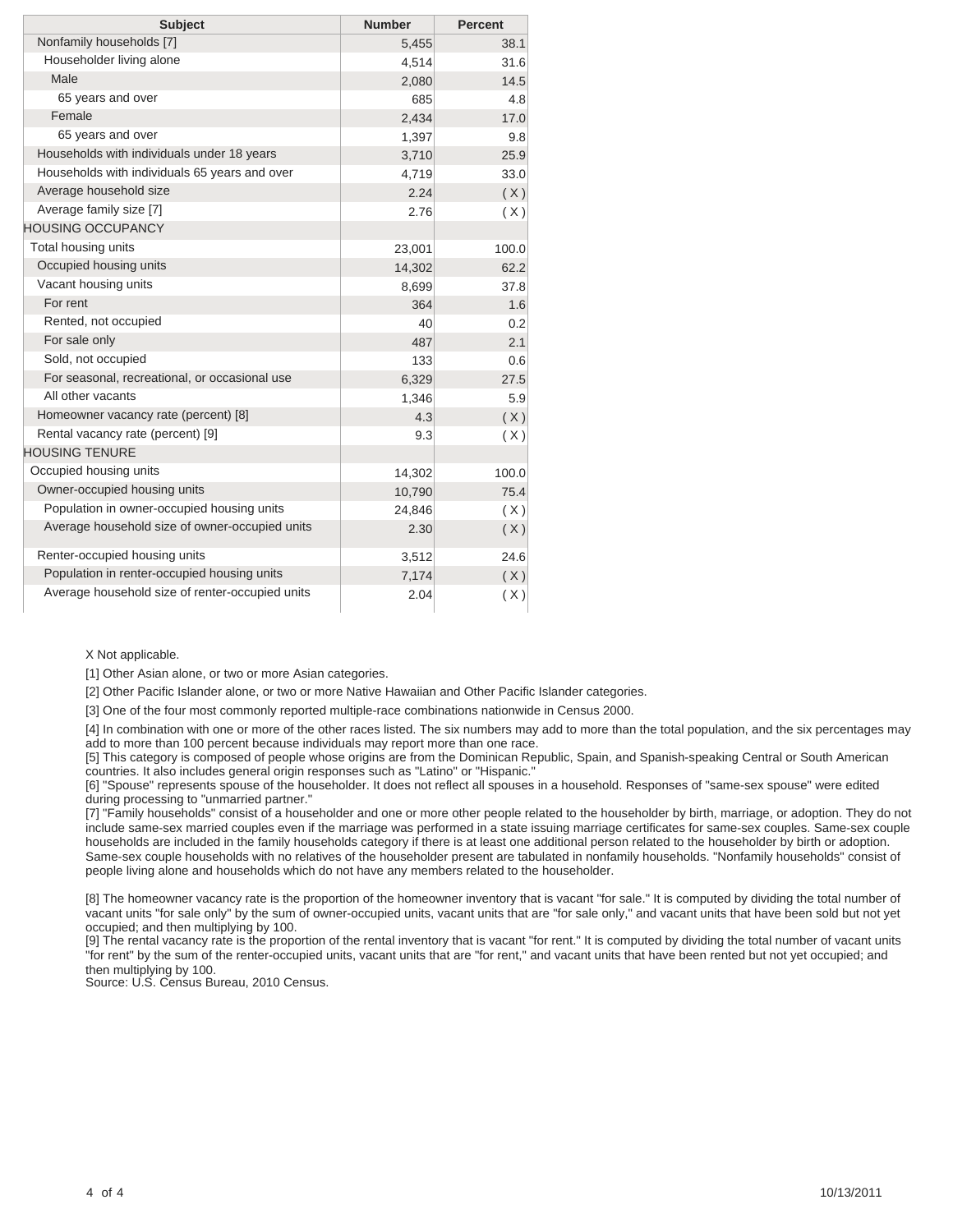| Subject | Number | Percent |
|---|---|---|
| Nonfamily households [7] | 5,455 | 38.1 |
| Householder living alone | 4,514 | 31.6 |
| Male | 2,080 | 14.5 |
| 65 years and over | 685 | 4.8 |
| Female | 2,434 | 17.0 |
| 65 years and over | 1,397 | 9.8 |
| Households with individuals under 18 years | 3,710 | 25.9 |
| Households with individuals 65 years and over | 4,719 | 33.0 |
| Average household size | 2.24 | ( X ) |
| Average family size [7] | 2.76 | ( X ) |
| HOUSING OCCUPANCY | | |
| Total housing units | 23,001 | 100.0 |
| Occupied housing units | 14,302 | 62.2 |
| Vacant housing units | 8,699 | 37.8 |
| For rent | 364 | 1.6 |
| Rented, not occupied | 40 | 0.2 |
| For sale only | 487 | 2.1 |
| Sold, not occupied | 133 | 0.6 |
| For seasonal, recreational, or occasional use | 6,329 | 27.5 |
| All other vacants | 1,346 | 5.9 |
| Homeowner vacancy rate (percent) [8] | 4.3 | ( X ) |
| Rental vacancy rate (percent) [9] | 9.3 | ( X ) |
| HOUSING TENURE | | |
| Occupied housing units | 14,302 | 100.0 |
| Owner-occupied housing units | 10,790 | 75.4 |
| Population in owner-occupied housing units | 24,846 | ( X ) |
| Average household size of owner-occupied units | 2.30 | ( X ) |
| Renter-occupied housing units | 3,512 | 24.6 |
| Population in renter-occupied housing units | 7,174 | ( X ) |
| Average household size of renter-occupied units | 2.04 | ( X ) |

X Not applicable.

[1] Other Asian alone, or two or more Asian categories.

[2] Other Pacific Islander alone, or two or more Native Hawaiian and Other Pacific Islander categories.

[3] One of the four most commonly reported multiple-race combinations nationwide in Census 2000.

[4] In combination with one or more of the other races listed. The six numbers may add to more than the total population, and the six percentages may add to more than 100 percent because individuals may report more than one race.

[5] This category is composed of people whose origins are from the Dominican Republic, Spain, and Spanish-speaking Central or South American countries. It also includes general origin responses such as "Latino" or "Hispanic."

[6] "Spouse" represents spouse of the householder. It does not reflect all spouses in a household. Responses of "same-sex spouse" were edited during processing to "unmarried partner."

[7] "Family households" consist of a householder and one or more other people related to the householder by birth, marriage, or adoption. They do not include same-sex married couples even if the marriage was performed in a state issuing marriage certificates for same-sex couples. Same-sex couple households are included in the family households category if there is at least one additional person related to the householder by birth or adoption. Same-sex couple households with no relatives of the householder present are tabulated in nonfamily households. "Nonfamily households" consist of people living alone and households which do not have any members related to the householder.

[8] The homeowner vacancy rate is the proportion of the homeowner inventory that is vacant "for sale." It is computed by dividing the total number of vacant units "for sale only" by the sum of owner-occupied units, vacant units that are "for sale only," and vacant units that have been sold but not yet occupied; and then multiplying by 100.

[9] The rental vacancy rate is the proportion of the rental inventory that is vacant "for rent." It is computed by dividing the total number of vacant units "for rent" by the sum of the renter-occupied units, vacant units that are "for rent," and vacant units that have been rented but not yet occupied; and then multiplying by 100.

Source: U.S. Census Bureau, 2010 Census.